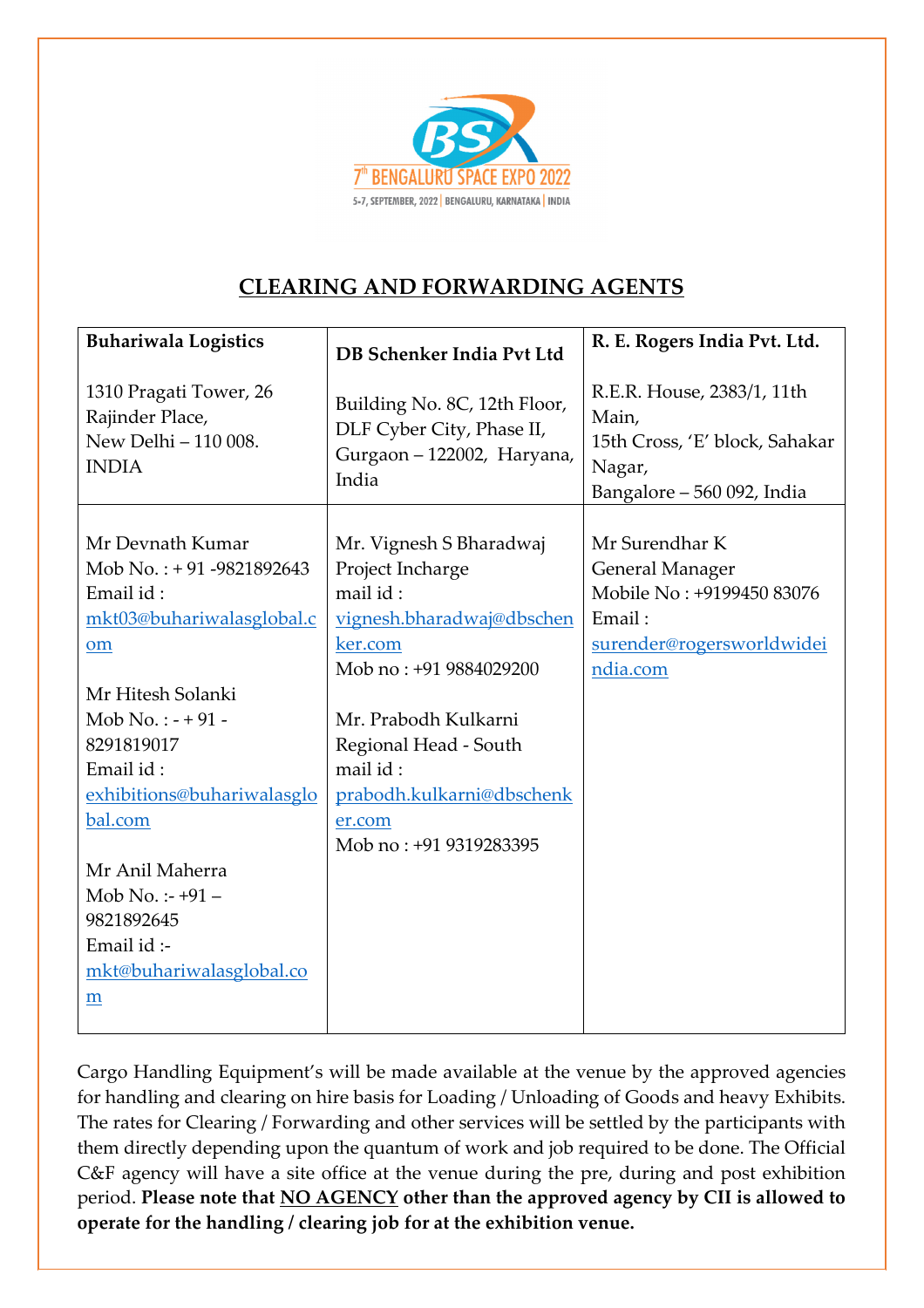# CLEARING AND FORWARDING AGENTS

| **Buhariwala Logistics**<br><br>1310 Pragati Tower, 26 Rajinder Place,<br>New Delhi – 110 008. INDIA | **DB Schenker India Pvt Ltd**<br><br>Building No. 8C, 12th Floor, DLF Cyber City, Phase II, Gurgaon – 122002, Haryana, India | **R. E. Rogers India Pvt. Ltd.**<br><br>R.E.R. House, 2383/1, 11th Main,<br>15th Cross, 'E' block, Sahakar Nagar,<br>Bangalore – 560 092, India |
|---|---|---|
| Mr Devnath Kumar<br>Mob No. : + 91 -9821892643<br>Email id :<br>mkt03@buhariwalasglobal.com<br><br>Mr Hitesh Solanki<br>Mob No. : - + 91 - 8291819017<br>Email id :<br>exhibitions@buhariwalasglobal.com<br><br>Mr Anil Maherra<br>Mob No. :- +91 – 9821892645<br>Email id :-<br>mkt@buhariwalasglobal.com | Mr. Vignesh S Bharadwaj<br>Project Incharge<br>mail id :<br>vignesh.bharadwaj@dbschenker.com<br>Mob no : +91 9884029200<br><br>Mr. Prabodh Kulkarni<br>Regional Head - South<br>mail id :<br>prabodh.kulkarni@dbschenker.com<br>Mob no : +91 9319283395 | Mr Surendhar K<br>General Manager<br>Mobile No : +9199450 83076<br>Email :<br>surender@rogersworldwideindia.com |

Cargo Handling Equipment's will be made available at the venue by the approved agencies for handling and clearing on hire basis for Loading / Unloading of Goods and heavy Exhibits. The rates for Clearing / Forwarding and other services will be settled by the participants with them directly depending upon the quantum of work and job required to be done. The Official C&F agency will have a site office at the venue during the pre, during and post exhibition period. **Please note that <u>NO AGENCY</u> other than the approved agency by CII is allowed to operate for the handling / clearing job for at the exhibition venue.**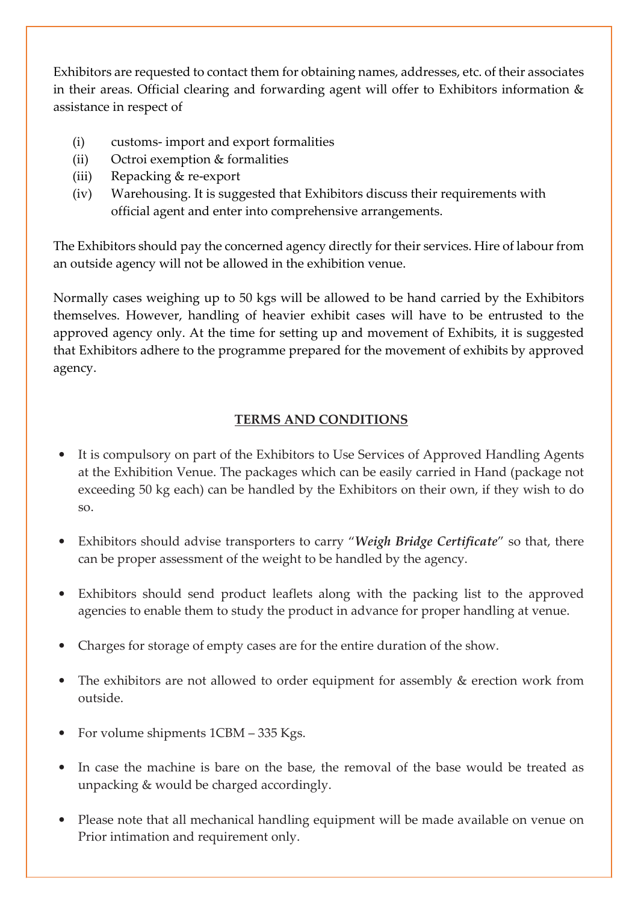Exhibitors are requested to contact them for obtaining names, addresses, etc. of their associates in their areas. Official clearing and forwarding agent will offer to Exhibitors information & assistance in respect of

(i) customs- import and export formalities
(ii) Octroi exemption & formalities
(iii) Repacking & re-export
(iv) Warehousing. It is suggested that Exhibitors discuss their requirements with official agent and enter into comprehensive arrangements.

The Exhibitors should pay the concerned agency directly for their services. Hire of labour from an outside agency will not be allowed in the exhibition venue.

Normally cases weighing up to 50 kgs will be allowed to be hand carried by the Exhibitors themselves. However, handling of heavier exhibit cases will have to be entrusted to the approved agency only. At the time for setting up and movement of Exhibits, it is suggested that Exhibitors adhere to the programme prepared for the movement of exhibits by approved agency.

## TERMS AND CONDITIONS

- It is compulsory on part of the Exhibitors to Use Services of Approved Handling Agents at the Exhibition Venue. The packages which can be easily carried in Hand (package not exceeding 50 kg each) can be handled by the Exhibitors on their own, if they wish to do so.
- Exhibitors should advise transporters to carry "***Weigh Bridge Certificate***" so that, there can be proper assessment of the weight to be handled by the agency.
- Exhibitors should send product leaflets along with the packing list to the approved agencies to enable them to study the product in advance for proper handling at venue.
- Charges for storage of empty cases are for the entire duration of the show.
- The exhibitors are not allowed to order equipment for assembly & erection work from outside.
- For volume shipments 1CBM – 335 Kgs.
- In case the machine is bare on the base, the removal of the base would be treated as unpacking & would be charged accordingly.
- Please note that all mechanical handling equipment will be made available on venue on Prior intimation and requirement only.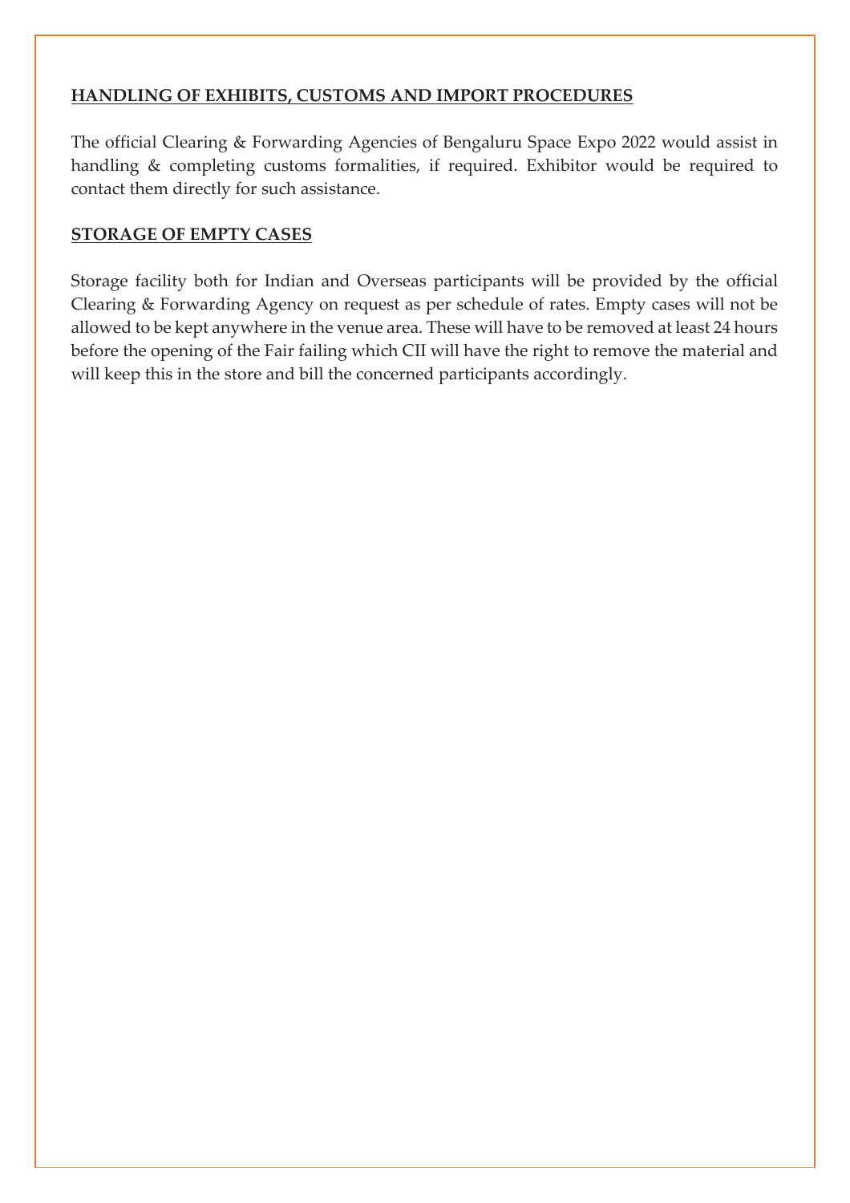## HANDLING OF EXHIBITS, CUSTOMS AND IMPORT PROCEDURES

The official Clearing & Forwarding Agencies of Bengaluru Space Expo 2022 would assist in handling & completing customs formalities, if required. Exhibitor would be required to contact them directly for such assistance.

## STORAGE OF EMPTY CASES

Storage facility both for Indian and Overseas participants will be provided by the official Clearing & Forwarding Agency on request as per schedule of rates. Empty cases will not be allowed to be kept anywhere in the venue area. These will have to be removed at least 24 hours before the opening of the Fair failing which CII will have the right to remove the material and will keep this in the store and bill the concerned participants accordingly.